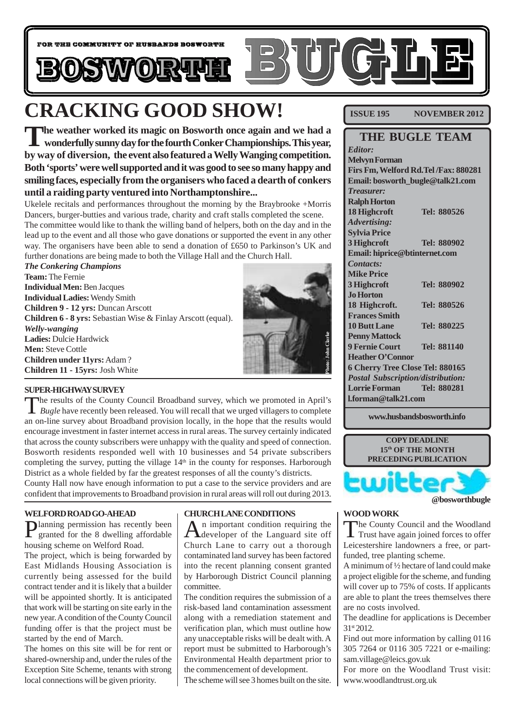FOR THE COMMUNITY OF HUSBANDS BOSWORTH

# BOSWORTH BUGLE

# CRACKING GOOD SHOW!

**The weather worked its magic on Bosworth once again and we had a wonderfully sunny day for the fourth Conker Championships. This year, by way of diversion, the event also featured a Welly Wanging competition. Both 'sports' were well supported and it was good to see so many happy and smiling faces, especially from the organisers who faced a dearth of conkers until a raiding party ventured into Northamptonshire...**

Ukelele recitals and performances throughout the morning by the Braybrooke +Morris Dancers, burger-butties and various trade, charity and craft stalls completed the scene.

The committee would like to thank the willing band of helpers, both on the day and in the lead up to the event and all those who gave donations or supported the event in any other way. The organisers have been able to send a donation of £650 to Parkinson's UK and further donations are being made to both the Village Hall and the Church Hall.

***The Conkering Champions***

**Team:** The Fernie
**Individual Men:** Ben Jacques
**Individual Ladies:** Wendy Smith
**Children 9 - 12 yrs:** Duncan Arscott
**Children 6 - 8 yrs:** Sebastian Wise & Finlay Arscott (equal).

***Welly-wanging***

**Ladies:** Dulcie Hardwick
**Men:** Steve Cottle
**Children under 11yrs:** Adam ?
**Children 11 - 15yrs:** Josh White

Photo: John Clarke

### SUPER-HIGHWAY SURVEY

The results of the County Council Broadband survey, which we promoted in April's *Bugle* have recently been released. You will recall that we urged villagers to complete an on-line survey about Broadband provision locally, in the hope that the results would encourage investment in faster internet access in rural areas. The survey certainly indicated that across the county subscribers were unhappy with the quality and speed of connection. Bosworth residents responded well with 10 businesses and 54 private subscribers completing the survey, putting the village 14th in the county for responses. Harborough District as a whole fielded by far the greatest responses of all the county's districts.

County Hall now have enough information to put a case to the service providers and are confident that improvements to Broadband provision in rural areas will roll out during 2013.

### WELFORD ROAD GO-AHEAD

Planning permission has recently been granted for the 8 dwelling affordable housing scheme on Welford Road.

The project, which is being forwarded by East Midlands Housing Association is currently being assessed for the build contract tender and it is likely that a builder will be appointed shortly. It is anticipated that work will be starting on site early in the new year. A condition of the County Council funding offer is that the project must be started by the end of March.

The homes on this site will be for rent or shared-ownership and, under the rules of the Exception Site Scheme, tenants with strong local connections will be given priority.

### CHURCH LANE CONDITIONS

An important condition requiring the developer of the Languard site off Church Lane to carry out a thorough contaminated land survey has been factored into the recent planning consent granted by Harborough District Council planning committee.

The condition requires the submission of a risk-based land contamination assessment along with a remediation statement and verification plan, which must outline how any unacceptable risks will be dealt with. A report must be submitted to Harborough's Environmental Health department prior to the commencement of development.

The scheme will see 3 homes built on the site.

**ISSUE 195 NOVEMBER 2012**

## THE BUGLE TEAM

*Editor:*
**Melvyn Forman**
**Firs Fm, Welford Rd.Tel /Fax: 880281**
**Email: bosworth_bugle@talk21.com**

*Treasurer:*
**Ralph Horton**
**18 Highcroft Tel: 880526**

*Advertising:*
**Sylvia Price**
**3 Highcroft Tel: 880902**
**Email: hiprice@btinternet.com**

*Contacts:*
**Mike Price**
**3 Highcroft Tel: 880902**
**Jo Horton**
**18 Highcroft. Tel: 880526**
**Frances Smith**
**10 Butt Lane Tel: 880225**
**Penny Mattock**
**9 Fernie Court Tel: 881140**
**Heather O'Connor**
**6 Cherry Tree Close Tel: 880165**

*Postal Subscription/distribution:*
**Lorrie Forman Tel: 880281**
**l.forman@talk21.com**

**www.husbandsbosworth.info**

**COPY DEADLINE**
**15th OF THE MONTH PRECEDING PUBLICATION**

twitter
**@bosworthbugle**

### WOOD WORK

The County Council and the Woodland Trust have again joined forces to offer Leicestershire landowners a free, or part-funded, tree planting scheme.

A minimum of ½ hectare of land could make a project eligible for the scheme, and funding will cover up to 75% of costs. If applicants are able to plant the trees themselves there are no costs involved.

The deadline for applications is December 31st 2012.

Find out more information by calling 0116 305 7264 or 0116 305 7221 or e-mailing: sam.village@leics.gov.uk

For more on the Woodland Trust visit: www.woodlandtrust.org.uk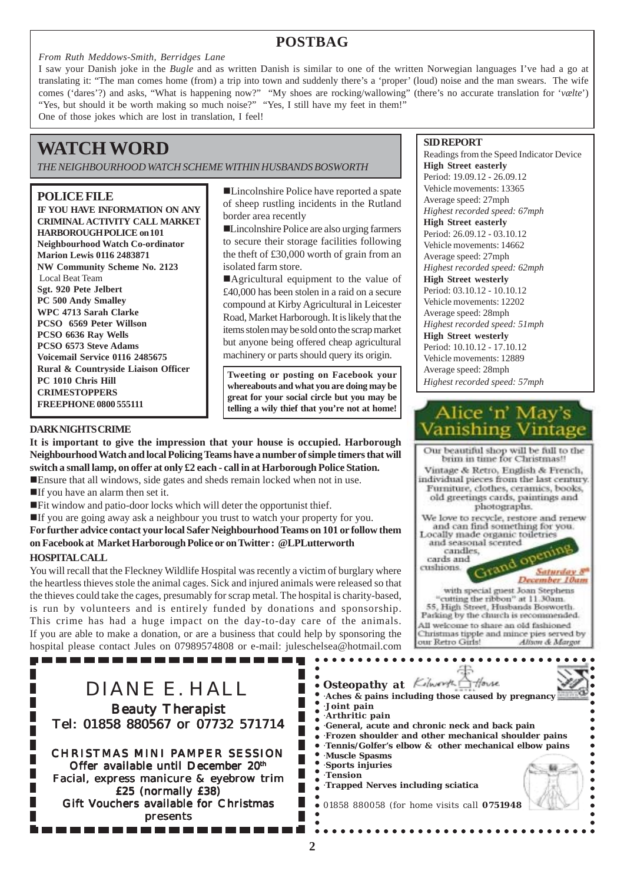## POSTBAG

*From Ruth Meddows-Smith, Berridges Lane*

I saw your Danish joke in the *Bugle* and as written Danish is similar to one of the written Norwegian languages I've had a go at translating it: "The man comes home (from) a trip into town and suddenly there's a 'proper' (loud) noise and the man swears. The wife comes ('dares'?) and asks, "What is happening now?" "My shoes are rocking/wallowing" (there's no accurate translation for '*vælte*') "Yes, but should it be worth making so much noise?" "Yes, I still have my feet in them!"

One of those jokes which are lost in translation, I feel!

# WATCH WORD

*THE NEIGHBOURHOOD WATCH SCHEME WITHIN HUSBANDS BOSWORTH*

### POLICE FILE

**IF YOU HAVE INFORMATION ON ANY CRIMINAL ACTIVITY CALL MARKET HARBOROUGH POLICE on 101**
**Neighbourhood Watch Co-ordinator**
**Marion Lewis 0116 2483871**
**NW Community Scheme No. 2123**
Local Beat Team
**Sgt. 920 Pete Jelbert**
**PC 500 Andy Smalley**
**WPC 4713 Sarah Clarke**
**PCSO 6569 Peter Willson**
**PCSO 6636 Ray Wells**
**PCSO 6573 Steve Adams**
**Voicemail Service 0116 2485675**
**Rural & Countryside Liaison Officer**
**PC 1010 Chris Hill**
**CRIMESTOPPERS**
**FREEPHONE 0800 555111**

- Lincolnshire Police have reported a spate of sheep rustling incidents in the Rutland border area recently
- Lincolnshire Police are also urging farmers to secure their storage facilities following the theft of £30,000 worth of grain from an isolated farm store.
- Agricultural equipment to the value of £40,000 has been stolen in a raid on a secure compound at Kirby Agricultural in Leicester Road, Market Harborough. It is likely that the items stolen may be sold onto the scrap market but anyone being offered cheap agricultural machinery or parts should query its origin.

**Tweeting or posting on Facebook your whereabouts and what you are doing may be great for your social circle but you may be telling a wily thief that you're not at home!**

### DARK NIGHTS CRIME

**It is important to give the impression that your house is occupied. Harborough Neighbourhood Watch and local Policing Teams have a number of simple timers that will switch a small lamp, on offer at only £2 each - call in at Harborough Police Station.**

- Ensure that all windows, side gates and sheds remain locked when not in use.
- If you have an alarm then set it.
- Fit window and patio-door locks which will deter the opportunist thief.
- If you are going away ask a neighbour you trust to watch your property for you.

**For further advice contact your local Safer Neighbourhood Teams on 101 or follow them on Facebook at Market Harborough Police or on Twitter : @LPLutterworth**

### HOSPITAL CALL

You will recall that the Fleckney Wildlife Hospital was recently a victim of burglary where the heartless thieves stole the animal cages. Sick and injured animals were released so that the thieves could take the cages, presumably for scrap metal. The hospital is charity-based, is run by volunteers and is entirely funded by donations and sponsorship. This crime has had a huge impact on the day-to-day care of the animals. If you are able to make a donation, or are a business that could help by sponsoring the hospital please contact Jules on 07989574808 or e-mail: juleschelsea@hotmail.com

### SID REPORT

Readings from the Speed Indicator Device

**High Street easterly**
Period: 19.09.12 - 26.09.12
Vehicle movements: 13365
Average speed: 27mph
*Highest recorded speed: 67mph*

**High Street easterly**
Period: 26.09.12 - 03.10.12
Vehicle movements: 14662
Average speed: 27mph
*Highest recorded speed: 62mph*

**High Street westerly**
Period: 03.10.12 - 10.10.12
Vehicle movements: 12202
Average speed: 28mph
*Highest recorded speed: 51mph*

**High Street westerly**
Period: 10.10.12 - 17.10.12
Vehicle movements: 12889
Average speed: 28mph
*Highest recorded speed: 57mph*

## Alice 'n' May's Vanishing Vintage

Our beautiful shop will be full to the brim in time for Christmas!!

Vintage & Retro, English & French, individual pieces from the last century. Furniture, clothes, ceramics, books, old greetings cards, paintings and photographs.

We love to recycle, restore and renew and can find something for you. Locally made organic toiletries and seasonal scented candles, cards and cushions.

**Grand opening** *Saturday 8th December 10am*

with special guest Joan Stephens "cutting the ribbon" at 11.30am.
55, High Street, Husbands Bosworth.
Parking by the church is recommended.
All welcome to share an old fashioned Christmas tipple and mince pies served by our Retro Girls! *Alison & Margot*

## DIANE E. HALL

**Beauty Therapist**
Tel: 01858 880567 or 07732 571714

**CHRISTMAS MINI PAMPER SESSION**
Offer available until December 20th
Facial, express manicure & eyebrow trim
£25 (normally £38)
Gift Vouchers available for Christmas presents

**Osteopathy at Kilworth House**

- **Aches & pains including those caused by pregnancy**
- **Joint pain**
- **Arthritic pain**
- **General, acute and chronic neck and back pain**
- **Frozen shoulder and other mechanical shoulder pains**
- **Tennis/Golfer's elbow & other mechanical elbow pains**
- **Muscle Spasms**
- **Sports injuries**
- **Tension**
- **Trapped Nerves including sciatica**

01858 880058 (for home visits call **0751948**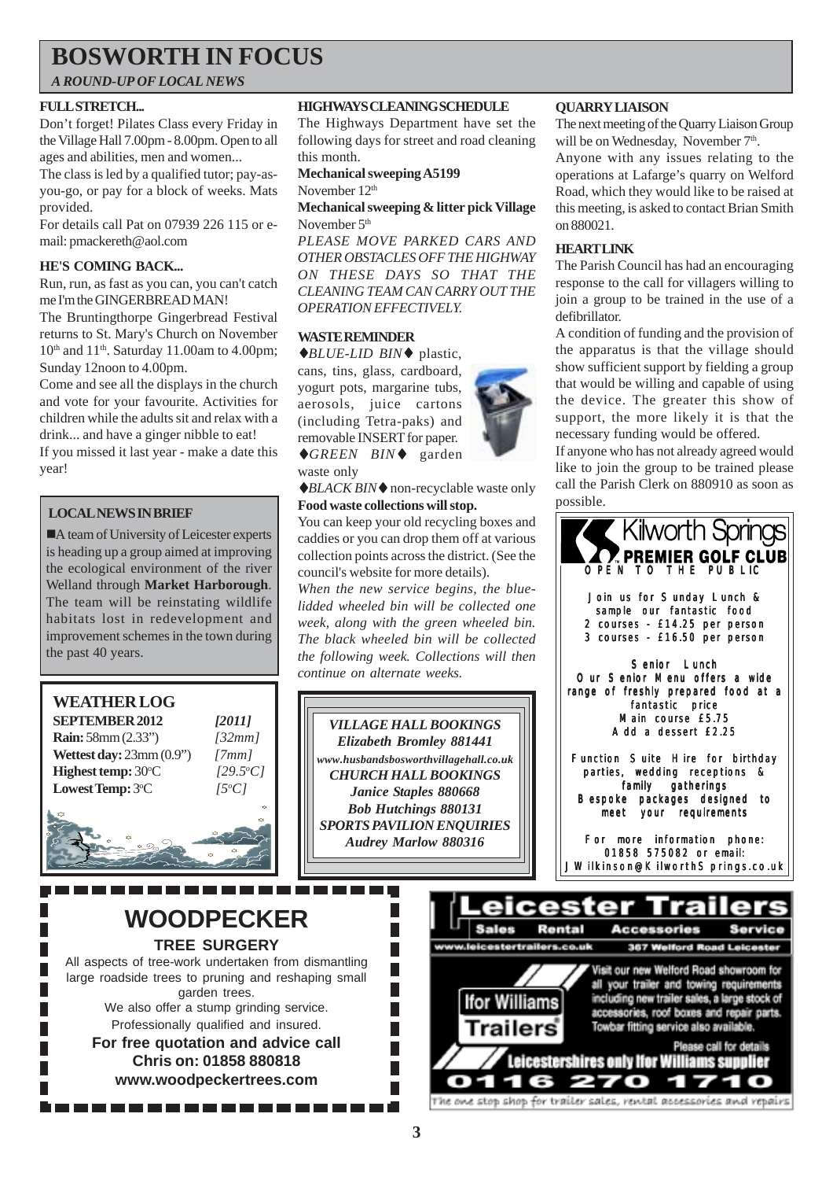# BOSWORTH IN FOCUS

*A ROUND-UP OF LOCAL NEWS*

### FULL STRETCH...

Don't forget! Pilates Class every Friday in the Village Hall 7.00pm - 8.00pm. Open to all ages and abilities, men and women...

The class is led by a qualified tutor; pay-as-you-go, or pay for a block of weeks. Mats provided.

For details call Pat on 07939 226 115 or e-mail: pmackereth@aol.com

### HE'S COMING BACK...

Run, run, as fast as you can, you can't catch me I'm the GINGERBREAD MAN!

The Bruntingthorpe Gingerbread Festival returns to St. Mary's Church on November 10th and 11th. Saturday 11.00am to 4.00pm; Sunday 12noon to 4.00pm.

Come and see all the displays in the church and vote for your favourite. Activities for children while the adults sit and relax with a drink... and have a ginger nibble to eat!

If you missed it last year - make a date this year!

### LOCAL NEWS IN BRIEF

■A team of University of Leicester experts is heading up a group aimed at improving the ecological environment of the river Welland through **Market Harborough**. The team will be reinstating wildlife habitats lost in redevelopment and improvement schemes in the town during the past 40 years.

### WEATHER LOG

| SEPTEMBER 2012 | *[2011]* |
|---|---|
| **Rain:** 58mm (2.33") | *[32mm]* |
| **Wettest day:** 23mm (0.9") | *[7mm]* |
| **Highest temp:** 30°C | *[29.5°C]* |
| **Lowest Temp:** 3°C | *[5°C]* |

### HIGHWAYS CLEANING SCHEDULE

The Highways Department have set the following days for street and road cleaning this month.

**Mechanical sweeping A5199**
November 12th

**Mechanical sweeping & litter pick Village**
November 5th

*PLEASE MOVE PARKED CARS AND OTHER OBSTACLES OFF THE HIGHWAY ON THESE DAYS SO THAT THE CLEANING TEAM CAN CARRY OUT THE OPERATION EFFECTIVELY.*

### WASTE REMINDER

♦*BLUE-LID BIN*♦ plastic, cans, tins, glass, cardboard, yogurt pots, margarine tubs, aerosols, juice cartons (including Tetra-paks) and removable INSERT for paper.

♦*GREEN BIN*♦ garden waste only

♦*BLACK BIN*♦ non-recyclable waste only

**Food waste collections will stop.**

You can keep your old recycling boxes and caddies or you can drop them off at various collection points across the district. (See the council's website for more details).

*When the new service begins, the blue-lidded wheeled bin will be collected one week, along with the green wheeled bin. The black wheeled bin will be collected the following week. Collections will then continue on alternate weeks.*

***VILLAGE HALL BOOKINGS***
***Elizabeth Bromley 881441***
***www.husbandsbosworthvillagehall.co.uk***
***CHURCH HALL BOOKINGS***
***Janice Staples 880668***
***Bob Hutchings 880131***
***SPORTS PAVILION ENQUIRIES***
***Audrey Marlow 880316***

### QUARRY LIAISON

The next meeting of the Quarry Liaison Group will be on Wednesday, November 7th.

Anyone with any issues relating to the operations at Lafarge's quarry on Welford Road, which they would like to be raised at this meeting, is asked to contact Brian Smith on 880021.

### HEART LINK

The Parish Council has had an encouraging response to the call for villagers willing to join a group to be trained in the use of a defibrillator.

A condition of funding and the provision of the apparatus is that the village should show sufficient support by fielding a group that would be willing and capable of using the device. The greater this show of support, the more likely it is that the necessary funding would be offered.

If anyone who has not already agreed would like to join the group to be trained please call the Parish Clerk on 880910 as soon as possible.

---

**Kilworth Springs**
**PREMIER GOLF CLUB**
OPEN TO THE PUBLIC

Join us for Sunday Lunch & sample our fantastic food
2 courses - £14.25 per person
3 courses - £16.50 per person

Senior Lunch
Our Senior Menu offers a wide range of freshly prepared food at a fantastic price
Main course £5.75
Add a dessert £2.25

Function Suite Hire for birthday parties, wedding receptions & family gatherings
Bespoke packages designed to meet your requirements

For more information phone: 01858 575082 or email: JWilkinson@KilworthSprings.co.uk

---

## WOODPECKER

**TREE SURGERY**

All aspects of tree-work undertaken from dismantling large roadside trees to pruning and reshaping small garden trees.
We also offer a stump grinding service.
Professionally qualified and insured.

**For free quotation and advice call**
**Chris on: 01858 880818**
**www.woodpeckertrees.com**

---

**Leicester Trailers**
Sales Rental Accessories Service
www.leicestertrailers.co.uk 367 Welford Road Leicester

Ifor Williams Trailers

Visit our new Welford Road showroom for all your trailer and towing requirements including new trailer sales, a large stock of accessories, roof boxes and repair parts. Towbar fitting service also available.

Please call for details

**Leicestershires only Ifor Williams supplier**

**0116 270 1710**

The one stop shop for trailer sales, rental accessories and repairs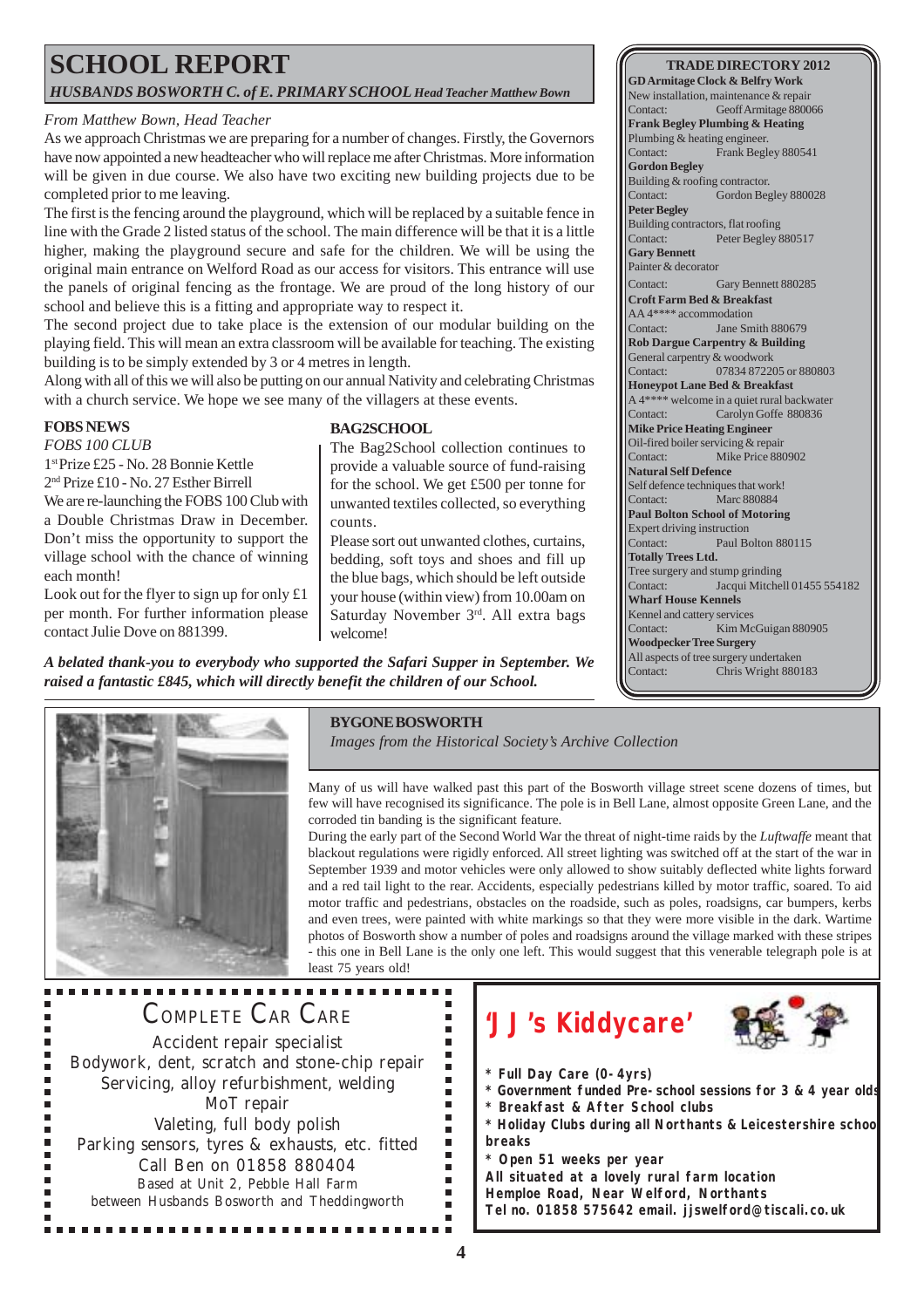# SCHOOL REPORT

### *HUSBANDS BOSWORTH C. of E. PRIMARY SCHOOL Head Teacher Matthew Bown*

*From Matthew Bown, Head Teacher*

As we approach Christmas we are preparing for a number of changes. Firstly, the Governors have now appointed a new headteacher who will replace me after Christmas. More information will be given in due course. We also have two exciting new building projects due to be completed prior to me leaving.

The first is the fencing around the playground, which will be replaced by a suitable fence in line with the Grade 2 listed status of the school. The main difference will be that it is a little higher, making the playground secure and safe for the children. We will be using the original main entrance on Welford Road as our access for visitors. This entrance will use the panels of original fencing as the frontage. We are proud of the long history of our school and believe this is a fitting and appropriate way to respect it.

The second project due to take place is the extension of our modular building on the playing field. This will mean an extra classroom will be available for teaching. The existing building is to be simply extended by 3 or 4 metres in length.

Along with all of this we will also be putting on our annual Nativity and celebrating Christmas with a church service. We hope we see many of the villagers at these events.

### FOBS NEWS

*FOBS 100 CLUB*

1st Prize £25 - No. 28 Bonnie Kettle

2nd Prize £10 - No. 27 Esther Birrell

We are re-launching the FOBS 100 Club with a Double Christmas Draw in December. Don't miss the opportunity to support the village school with the chance of winning each month!

Look out for the flyer to sign up for only £1 per month. For further information please contact Julie Dove on 881399.

### BAG2SCHOOL

The Bag2School collection continues to provide a valuable source of fund-raising for the school. We get £500 per tonne for unwanted textiles collected, so everything counts.

Please sort out unwanted clothes, curtains, bedding, soft toys and shoes and fill up the blue bags, which should be left outside your house (within view) from 10.00am on Saturday November 3rd. All extra bags welcome!

***A belated thank-you to everybody who supported the Safari Supper in September. We raised a fantastic £845, which will directly benefit the children of our School.***

## TRADE DIRECTORY 2012

**GD Armitage Clock & Belfry Work**
New installation, maintenance & repair
Contact: Geoff Armitage 880066

**Frank Begley Plumbing & Heating**
Plumbing & heating engineer.
Contact: Frank Begley 880541

**Gordon Begley**
Building & roofing contractor.
Contact: Gordon Begley 880028

**Peter Begley**
Building contractors, flat roofing
Contact: Peter Begley 880517

**Gary Bennett**
Painter & decorator
Contact: Gary Bennett 880285

**Croft Farm Bed & Breakfast**
AA 4**** accommodation
Contact: Jane Smith 880679

**Rob Dargue Carpentry & Building**
General carpentry & woodwork
Contact: 07834 872205 or 880803

**Honeypot Lane Bed & Breakfast**
A 4**** welcome in a quiet rural backwater
Contact: Carolyn Goffe 880836

**Mike Price Heating Engineer**
Oil-fired boiler servicing & repair
Contact: Mike Price 880902

**Natural Self Defence**
Self defence techniques that work!
Contact: Marc 880884

**Paul Bolton School of Motoring**
Expert driving instruction
Contact: Paul Bolton 880115

**Totally Trees Ltd.**
Tree surgery and stump grinding
Contact: Jacqui Mitchell 01455 554182

**Wharf House Kennels**
Kennel and cattery services
Contact: Kim McGuigan 880905

**Woodpecker Tree Surgery**
All aspects of tree surgery undertaken
Contact: Chris Wright 880183

### BYGONE BOSWORTH

*Images from the Historical Society's Archive Collection*

Many of us will have walked past this part of the Bosworth village street scene dozens of times, but few will have recognised its significance. The pole is in Bell Lane, almost opposite Green Lane, and the corroded tin banding is the significant feature.

During the early part of the Second World War the threat of night-time raids by the *Luftwaffe* meant that blackout regulations were rigidly enforced. All street lighting was switched off at the start of the war in September 1939 and motor vehicles were only allowed to show suitably deflected white lights forward and a red tail light to the rear. Accidents, especially pedestrians killed by motor traffic, soared. To aid motor traffic and pedestrians, obstacles on the roadside, such as poles, roadsigns, car bumpers, kerbs and even trees, were painted with white markings so that they were more visible in the dark. Wartime photos of Bosworth show a number of poles and roadsigns around the village marked with these stripes - this one in Bell Lane is the only one left. This would suggest that this venerable telegraph pole is at least 75 years old!

## COMPLETE CAR CARE

Accident repair specialist
Bodywork, dent, scratch and stone-chip repair
Servicing, alloy refurbishment, welding
MoT repair
Valeting, full body polish
Parking sensors, tyres & exhausts, etc. fitted
Call Ben on 01858 880404
Based at Unit 2, Pebble Hall Farm
between Husbands Bosworth and Theddingworth

## 'JJ's Kiddycare'

- **Full Day Care (0-4yrs)**
- **Government funded Pre-school sessions for 3 & 4 year olds**
- **Breakfast & After School clubs**
- **Holiday Clubs during all Northants & Leicestershire school breaks**
- **Open 51 weeks per year**

**All situated at a lovely rural farm location**
**Hemploe Road, Near Welford, Northants**
**Tel no. 01858 575642 email. jjswelford@tiscali.co.uk**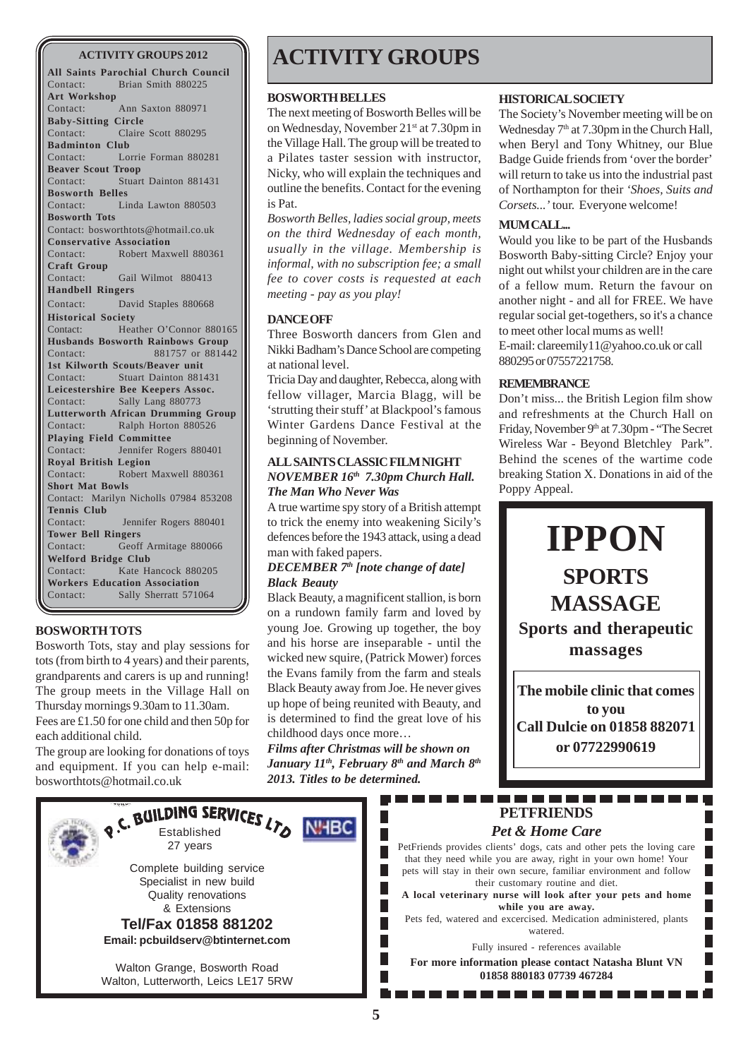## ACTIVITY GROUPS 2012

**All Saints Parochial Church Council**
Contact: Brian Smith 880225

**Art Workshop**
Contact: Ann Saxton 880971

**Baby-Sitting Circle**
Contact: Claire Scott 880295

**Badminton Club**
Contact: Lorrie Forman 880281

**Beaver Scout Troop**
Contact: Stuart Dainton 881431

**Bosworth Belles**
Contact: Linda Lawton 880503

**Bosworth Tots**
Contact: bosworthtots@hotmail.co.uk

**Conservative Association**
Contact: Robert Maxwell 880361

**Craft Group**
Contact: Gail Wilmot 880413

**Handbell Ringers**
Contact: David Staples 880668

**Historical Society**
Contact: Heather O'Connor 880165

**Husbands Bosworth Rainbows Group**
Contact: 881757 or 881442

**1st Kilworth Scouts/Beaver unit**
Contact: Stuart Dainton 881431

**Leicestershire Bee Keepers Assoc.**
Contact: Sally Lang 880773

**Lutterworth African Drumming Group**
Contact: Ralph Horton 880526

**Playing Field Committee**
Contact: Jennifer Rogers 880401

**Royal British Legion**
Contact: Robert Maxwell 880361

**Short Mat Bowls**
Contact: Marilyn Nicholls 07984 853208

**Tennis Club**
Contact: Jennifer Rogers 880401

**Tower Bell Ringers**
Contact: Geoff Armitage 880066

**Welford Bridge Club**
Contact: Kate Hancock 880205

**Workers Education Association**
Contact: Sally Sherratt 571064

### BOSWORTH TOTS

Bosworth Tots, stay and play sessions for tots (from birth to 4 years) and their parents, grandparents and carers is up and running! The group meets in the Village Hall on Thursday mornings 9.30am to 11.30am.

Fees are £1.50 for one child and then 50p for each additional child.

The group are looking for donations of toys and equipment. If you can help e-mail: bosworthtots@hotmail.co.uk

# ACTIVITY GROUPS

### BOSWORTH BELLES

The next meeting of Bosworth Belles will be on Wednesday, November 21st at 7.30pm in the Village Hall. The group will be treated to a Pilates taster session with instructor, Nicky, who will explain the techniques and outline the benefits. Contact for the evening is Pat.

*Bosworth Belles, ladies social group, meets on the third Wednesday of each month, usually in the village. Membership is informal, with no subscription fee; a small fee to cover costs is requested at each meeting - pay as you play!*

### DANCE OFF

Three Bosworth dancers from Glen and Nikki Badham's Dance School are competing at national level.

Tricia Day and daughter, Rebecca, along with fellow villager, Marcia Blagg, will be 'strutting their stuff' at Blackpool's famous Winter Gardens Dance Festival at the beginning of November.

### ALL SAINTS CLASSIC FILM NIGHT

***NOVEMBER 16th 7.30pm Church Hall.***
***The Man Who Never Was***

A true wartime spy story of a British attempt to trick the enemy into weakening Sicily's defences before the 1943 attack, using a dead man with faked papers.

***DECEMBER 7th [note change of date]***
***Black Beauty***

Black Beauty, a magnificent stallion, is born on a rundown family farm and loved by young Joe. Growing up together, the boy and his horse are inseparable - until the wicked new squire, (Patrick Mower) forces the Evans family from the farm and steals Black Beauty away from Joe. He never gives up hope of being reunited with Beauty, and is determined to find the great love of his childhood days once more…

***Films after Christmas will be shown on January 11th, February 8th and March 8th 2013. Titles to be determined.***

### HISTORICAL SOCIETY

The Society's November meeting will be on Wednesday 7th at 7.30pm in the Church Hall, when Beryl and Tony Whitney, our Blue Badge Guide friends from 'over the border' will return to take us into the industrial past of Northampton for their *'Shoes, Suits and Corsets...'* tour. Everyone welcome!

### MUM CALL...

Would you like to be part of the Husbands Bosworth Baby-sitting Circle? Enjoy your night out whilst your children are in the care of a fellow mum. Return the favour on another night - and all for FREE. We have regular social get-togethers, so it's a chance to meet other local mums as well!

E-mail: clareemily11@yahoo.co.uk or call 880295 or 07557221758.

### REMEMBRANCE

Don't miss... the British Legion film show and refreshments at the Church Hall on Friday, November 9th at 7.30pm - "The Secret Wireless War - Beyond Bletchley Park". Behind the scenes of the wartime code breaking Station X. Donations in aid of the Poppy Appeal.

**IPPON**
**SPORTS MASSAGE**
**Sports and therapeutic massages**

**The mobile clinic that comes to you**
**Call Dulcie on 01858 882071 or 07722990619**

**P.C. BUILDING SERVICES LTD**
Established 27 years

Complete building service
Specialist in new build
Quality renovations
& Extensions

**Tel/Fax 01858 881202**
**Email: pcbuildserv@btinternet.com**

Walton Grange, Bosworth Road
Walton, Lutterworth, Leics LE17 5RW

**PETFRIENDS**
***Pet & Home Care***

PetFriends provides clients' dogs, cats and other pets the loving care that they need while you are away, right in your own home! Your pets will stay in their own secure, familiar environment and follow their customary routine and diet.

**A local veterinary nurse will look after your pets and home while you are away.**

Pets fed, watered and excercised. Medication administered, plants watered.

Fully insured - references available

**For more information please contact Natasha Blunt VN 01858 880183 07739 467284**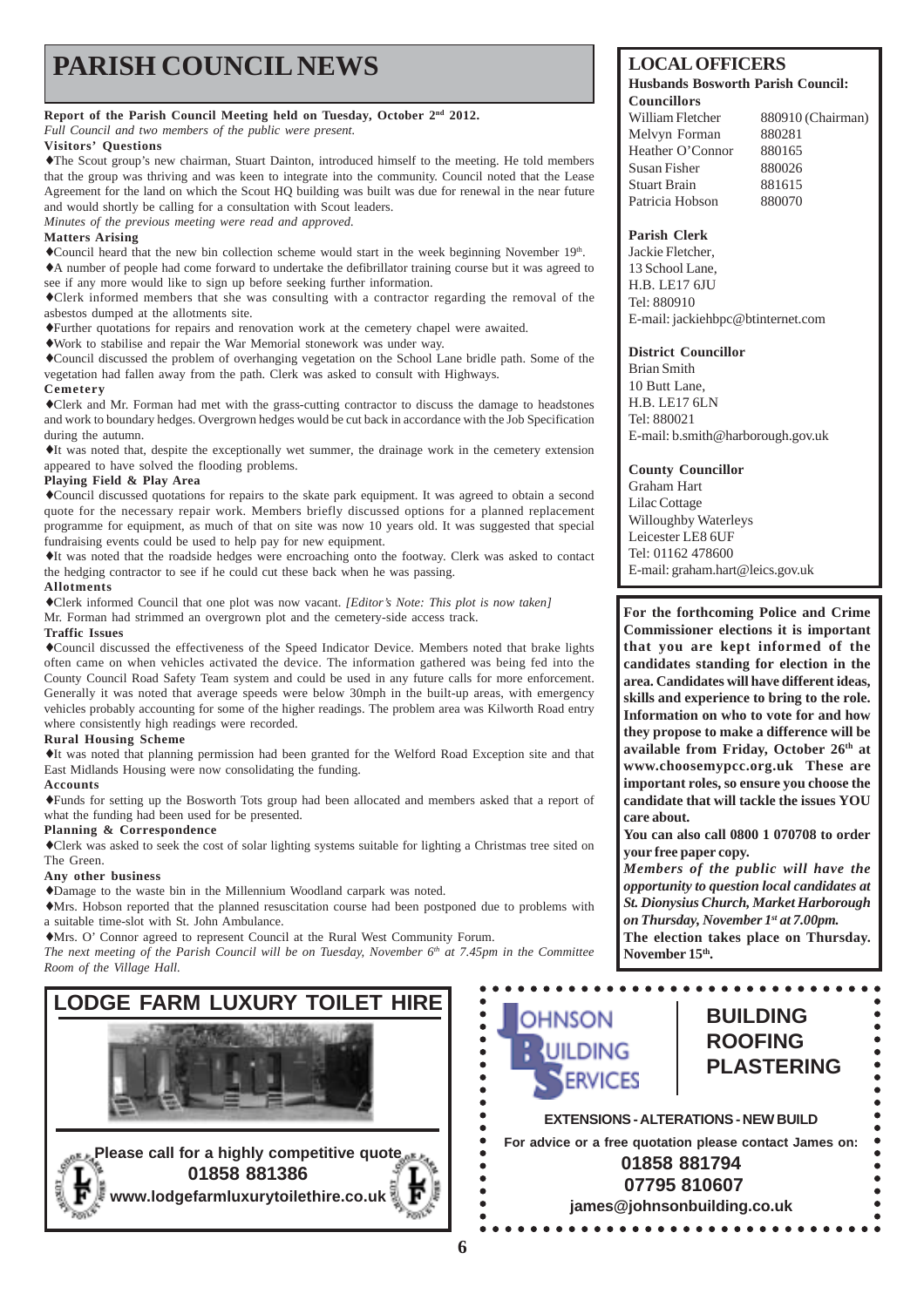# PARISH COUNCIL NEWS

**Report of the Parish Council Meeting held on Tuesday, October 2nd 2012.**

*Full Council and two members of the public were present.*

**Visitors' Questions**

♦The Scout group's new chairman, Stuart Dainton, introduced himself to the meeting. He told members that the group was thriving and was keen to integrate into the community. Council noted that the Lease Agreement for the land on which the Scout HQ building was built was due for renewal in the near future and would shortly be calling for a consultation with Scout leaders.

*Minutes of the previous meeting were read and approved.*

**Matters Arising**

♦Council heard that the new bin collection scheme would start in the week beginning November 19th.

♦A number of people had come forward to undertake the defibrillator training course but it was agreed to see if any more would like to sign up before seeking further information.

♦Clerk informed members that she was consulting with a contractor regarding the removal of the asbestos dumped at the allotments site.

♦Further quotations for repairs and renovation work at the cemetery chapel were awaited.

♦Work to stabilise and repair the War Memorial stonework was under way.

♦Council discussed the problem of overhanging vegetation on the School Lane bridle path. Some of the vegetation had fallen away from the path. Clerk was asked to consult with Highways.

**Cemetery**

♦Clerk and Mr. Forman had met with the grass-cutting contractor to discuss the damage to headstones and work to boundary hedges. Overgrown hedges would be cut back in accordance with the Job Specification during the autumn.

♦It was noted that, despite the exceptionally wet summer, the drainage work in the cemetery extension appeared to have solved the flooding problems.

**Playing Field & Play Area**

♦Council discussed quotations for repairs to the skate park equipment. It was agreed to obtain a second quote for the necessary repair work. Members briefly discussed options for a planned replacement programme for equipment, as much of that on site was now 10 years old. It was suggested that special fundraising events could be used to help pay for new equipment.

♦It was noted that the roadside hedges were encroaching onto the footway. Clerk was asked to contact the hedging contractor to see if he could cut these back when he was passing.

**Allotments**

♦Clerk informed Council that one plot was now vacant. *[Editor's Note: This plot is now taken]*

Mr. Forman had strimmed an overgrown plot and the cemetery-side access track.

**Traffic Issues**

♦Council discussed the effectiveness of the Speed Indicator Device. Members noted that brake lights often came on when vehicles activated the device. The information gathered was being fed into the County Council Road Safety Team system and could be used in any future calls for more enforcement. Generally it was noted that average speeds were below 30mph in the built-up areas, with emergency vehicles probably accounting for some of the higher readings. The problem area was Kilworth Road entry where consistently high readings were recorded.

**Rural Housing Scheme**

♦It was noted that planning permission had been granted for the Welford Road Exception site and that East Midlands Housing were now consolidating the funding.

**Accounts**

♦Funds for setting up the Bosworth Tots group had been allocated and members asked that a report of what the funding had been used for be presented.

**Planning & Correspondence**

♦Clerk was asked to seek the cost of solar lighting systems suitable for lighting a Christmas tree sited on The Green.

**Any other business**

♦Damage to the waste bin in the Millennium Woodland carpark was noted.

♦Mrs. Hobson reported that the planned resuscitation course had been postponed due to problems with a suitable time-slot with St. John Ambulance.

♦Mrs. O' Connor agreed to represent Council at the Rural West Community Forum.

*The next meeting of the Parish Council will be on Tuesday, November 6th at 7.45pm in the Committee Room of the Village Hall.*

## LOCAL OFFICERS

**Husbands Bosworth Parish Council:**

**Councillors**

| | |
|---|---|
| William Fletcher | 880910 (Chairman) |
| Melvyn Forman | 880281 |
| Heather O'Connor | 880165 |
| Susan Fisher | 880026 |
| Stuart Brain | 881615 |
| Patricia Hobson | 880070 |

**Parish Clerk**

Jackie Fletcher,
13 School Lane,
H.B. LE17 6JU
Tel: 880910
E-mail: jackiehbpc@btinternet.com

**District Councillor**

Brian Smith
10 Butt Lane,
H.B. LE17 6LN
Tel: 880021
E-mail: b.smith@harborough.gov.uk

**County Councillor**

Graham Hart
Lilac Cottage
Willoughby Waterleys
Leicester LE8 6UF
Tel: 01162 478600
E-mail: graham.hart@leics.gov.uk

**For the forthcoming Police and Crime Commissioner elections it is important that you are kept informed of the candidates standing for election in the area. Candidates will have different ideas, skills and experience to bring to the role. Information on who to vote for and how they propose to make a difference will be available from Friday, October 26th at www.choosemypcc.org.uk These are important roles, so ensure you choose the candidate that will tackle the issues YOU care about.**

**You can also call 0800 1 070708 to order your free paper copy.**

***Members of the public will have the opportunity to question local candidates at St. Dionysius Church, Market Harborough on Thursday, November 1st at 7.00pm.***

**The election takes place on Thursday. November 15th.**

## LODGE FARM LUXURY TOILET HIRE

**Please call for a highly competitive quote**
**01858 881386**
**www.lodgefarmluxurytoilethire.co.uk**

**JOHNSON BUILDING SERVICES**

**BUILDING**
**ROOFING**
**PLASTERING**

**EXTENSIONS - ALTERATIONS - NEW BUILD**

**For advice or a free quotation please contact James on:**
**01858 881794**
**07795 810607**
**james@johnsonbuilding.co.uk**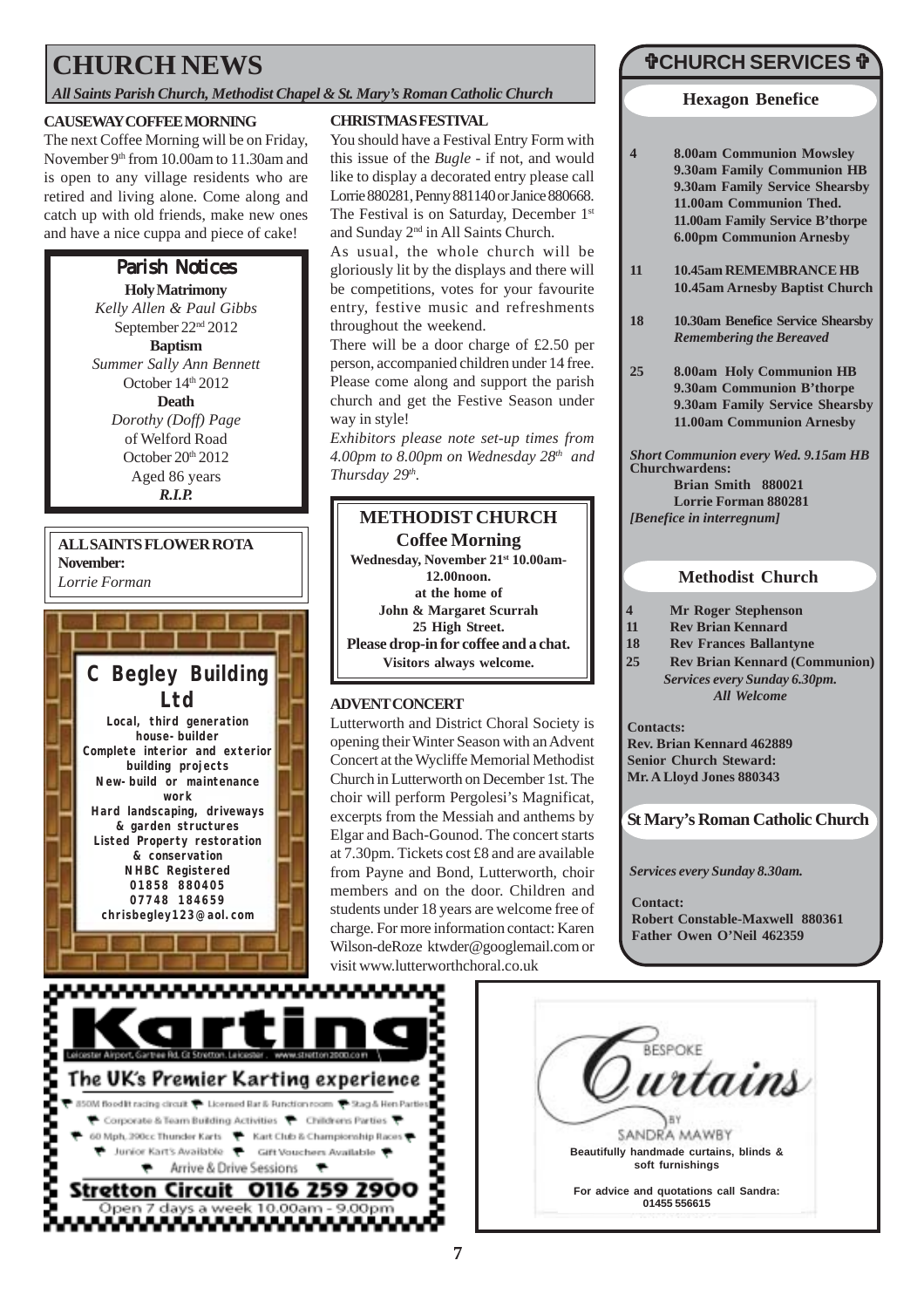# CHURCH NEWS

*All Saints Parish Church, Methodist Chapel & St. Mary's Roman Catholic Church*

### CAUSEWAY COFFEE MORNING

The next Coffee Morning will be on Friday, November 9th from 10.00am to 11.30am and is open to any village residents who are retired and living alone. Come along and catch up with old friends, make new ones and have a nice cuppa and piece of cake!

## Parish Notices

**Holy Matrimony**
*Kelly Allen & Paul Gibbs*
September 22nd 2012

**Baptism**
*Summer Sally Ann Bennett*
October 14th 2012

**Death**
*Dorothy (Doff) Page*
of Welford Road
October 20th 2012
Aged 86 years
***R.I.P.***

**ALL SAINTS FLOWER ROTA**
**November:**
*Lorrie Forman*

**C Begley Building Ltd**
Local, third generation house-builder
Complete interior and exterior building projects
New-build or maintenance work
Hard landscaping, driveways & garden structures
Listed Property restoration & conservation
NHBC Registered
01858 880405
07748 184659
chrisbegley123@aol.com

### CHRISTMAS FESTIVAL

You should have a Festival Entry Form with this issue of the *Bugle* - if not, and would like to display a decorated entry please call Lorrie 880281, Penny 881140 or Janice 880668. The Festival is on Saturday, December 1st and Sunday 2nd in All Saints Church.

As usual, the whole church will be gloriously lit by the displays and there will be competitions, votes for your favourite entry, festive music and refreshments throughout the weekend.

There will be a door charge of £2.50 per person, accompanied children under 14 free. Please come along and support the parish church and get the Festive Season under way in style!

*Exhibitors please note set-up times from 4.00pm to 8.00pm on Wednesday 28th and Thursday 29th.*

**METHODIST CHURCH**
**Coffee Morning**
**Wednesday, November 21st 10.00am-12.00noon.**
**at the home of**
**John & Margaret Scurrah**
**25 High Street.**
**Please drop-in for coffee and a chat.**
**Visitors always welcome.**

### ADVENT CONCERT

Lutterworth and District Choral Society is opening their Winter Season with an Advent Concert at the Wycliffe Memorial Methodist Church in Lutterworth on December 1st. The choir will perform Pergolesi's Magnificat, excerpts from the Messiah and anthems by Elgar and Bach-Gounod. The concert starts at 7.30pm. Tickets cost £8 and are available from Payne and Bond, Lutterworth, choir members and on the door. Children and students under 18 years are welcome free of charge. For more information contact: Karen Wilson-deRoze ktwder@googlemail.com or visit www.lutterworthchoral.co.uk

## ✞CHURCH SERVICES ✞

### Hexagon Benefice

**4**
**8.00am Communion Mowsley**
**9.30am Family Communion HB**
**9.30am Family Service Shearsby**
**11.00am Communion Thed.**
**11.00am Family Service B'thorpe**
**6.00pm Communion Arnesby**

**11**
**10.45am REMEMBRANCE HB**
**10.45am Arnesby Baptist Church**

**18**
**10.30am Benefice Service Shearsby**
***Remembering the Bereaved***

**25**
**8.00am Holy Communion HB**
**9.30am Communion B'thorpe**
**9.30am Family Service Shearsby**
**11.00am Communion Arnesby**

***Short Communion every Wed. 9.15am HB***
**Churchwardens:**
**Brian Smith 880021**
**Lorrie Forman 880281**
***[Benefice in interregnum]***

### Methodist Church

**4** **Mr Roger Stephenson**
**11** **Rev Brian Kennard**
**18** **Rev Frances Ballantyne**
**25** **Rev Brian Kennard (Communion)**

***Services every Sunday 6.30pm.***
***All Welcome***

**Contacts:**
**Rev. Brian Kennard 462889**
**Senior Church Steward:**
**Mr. A Lloyd Jones 880343**

### St Mary's Roman Catholic Church

***Services every Sunday 8.30am.***

**Contact:**
**Robert Constable-Maxwell 880361**
**Father Owen O'Neil 462359**

**Karting**
Leicester Airport, Gartree Rd, Gt Stretton, Leicester. www.stretton2000.co.uk
The UK's Premier Karting experience
850M floodlit racing circuit · Licensed Bar & Function rooms · Stag & Hen Parties · Corporate & Team Building Activities · Childrens Parties · 60 Mph, 200cc Thunder Karts · Kart Club & Championship Races · Junior Kart's Available · Gift Vouchers Available · Arrive & Drive Sessions
**Stretton Circuit 0116 259 2900**
Open 7 days a week 10.00am - 9.00pm

**BESPOKE Curtains**
BY SANDRA MAWBY
**Beautifully handmade curtains, blinds & soft furnishings**
**For advice and quotations call Sandra: 01455 556615**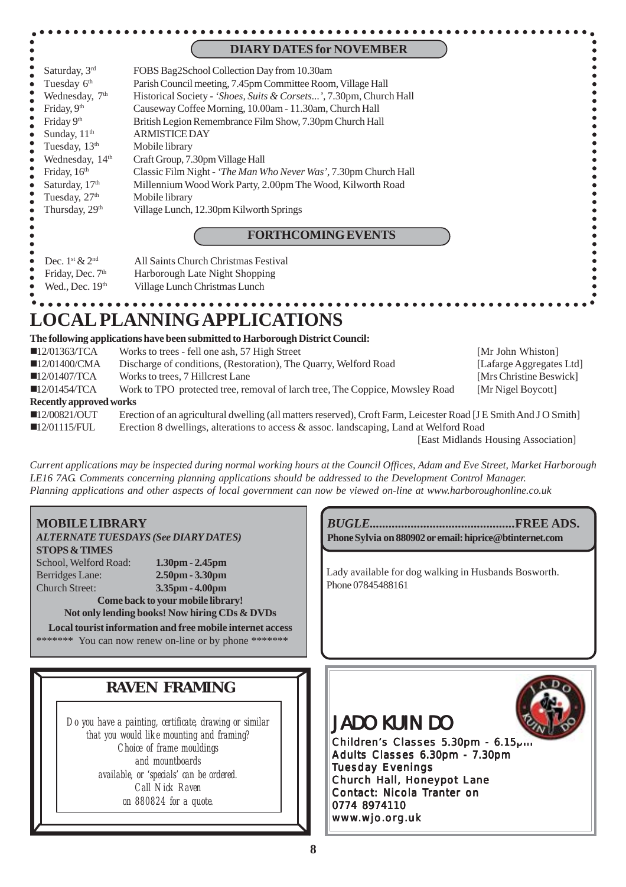## DIARY DATES for NOVEMBER

| | |
|---|---|
| Saturday, 3rd | FOBS Bag2School Collection Day from 10.30am |
| Tuesday 6th | Parish Council meeting, 7.45pm Committee Room, Village Hall |
| Wednesday, 7th | Historical Society - *'Shoes, Suits & Corsets...'*, 7.30pm, Church Hall |
| Friday, 9th | Causeway Coffee Morning, 10.00am - 11.30am, Church Hall |
| Friday 9th | British Legion Remembrance Film Show, 7.30pm Church Hall |
| Sunday, 11th | ARMISTICE DAY |
| Tuesday, 13th | Mobile library |
| Wednesday, 14th | Craft Group, 7.30pm Village Hall |
| Friday, 16th | Classic Film Night - *'The Man Who Never Was'*, 7.30pm Church Hall |
| Saturday, 17th | Millennium Wood Work Party, 2.00pm The Wood, Kilworth Road |
| Tuesday, 27th | Mobile library |
| Thursday, 29th | Village Lunch, 12.30pm Kilworth Springs |

## FORTHCOMING EVENTS

| | |
|---|---|
| Dec. 1st & 2nd | All Saints Church Christmas Festival |
| Friday, Dec. 7th | Harborough Late Night Shopping |
| Wed., Dec. 19th | Village Lunch Christmas Lunch |

# LOCAL PLANNING APPLICATIONS

**The following applications have been submitted to Harborough District Council:**

| | | |
|---|---|---|
| ■12/01363/TCA | Works to trees - fell one ash, 57 High Street | [Mr John Whiston] |
| ■12/01400/CMA | Discharge of conditions, (Restoration), The Quarry, Welford Road | [Lafarge Aggregates Ltd] |
| ■12/01407/TCA | Works to trees, 7 Hillcrest Lane | [Mrs Christine Beswick] |
| ■12/01454/TCA | Work to TPO protected tree, removal of larch tree, The Coppice, Mowsley Road | [Mr Nigel Boycott] |

**Recently approved works**

| | | |
|---|---|---|
| ■12/00821/OUT | Erection of an agricultural dwelling (all matters reserved), Croft Farm, Leicester Road | [J E Smith And J O Smith] |
| ■12/01115/FUL | Erection 8 dwellings, alterations to access & assoc. landscaping, Land at Welford Road | [East Midlands Housing Association] |

*Current applications may be inspected during normal working hours at the Council Offices, Adam and Eve Street, Market Harborough LE16 7AG. Comments concerning planning applications should be addressed to the Development Control Manager. Planning applications and other aspects of local government can now be viewed on-line at www.harboroughonline.co.uk*

### MOBILE LIBRARY

***ALTERNATE TUESDAYS (See DIARY DATES)***

**STOPS & TIMES**

| | |
|---|---|
| School, Welford Road: | **1.30pm - 2.45pm** |
| Berridges Lane: | **2.50pm - 3.30pm** |
| Church Street: | **3.35pm - 4.00pm** |

**Come back to your mobile library!**
**Not only lending books! Now hiring CDs & DVDs**
**Local tourist information and free mobile internet access**

******* You can now renew on-line or by phone *******

### *BUGLE*..............................................FREE ADS.

**Phone Sylvia on 880902 or email: hiprice@btinternet.com**

Lady available for dog walking in Husbands Bosworth. Phone 07845488161

### RAVEN FRAMING

*Do you have a painting, certificate, drawing or similar that you would like mounting and framing? Choice of frame mouldings and mountboards available, or 'specials' can be ordered. Call Nick Raven on 880824 for a quote.*

### JADO KUIN DO

Children's Classes 5.30pm - 6.15pm
Adults Classes 6.30pm - 7.30pm
Tuesday Evenings
Church Hall, Honeypot Lane
Contact: Nicola Tranter on 0774 8974110
www.wjo.org.uk